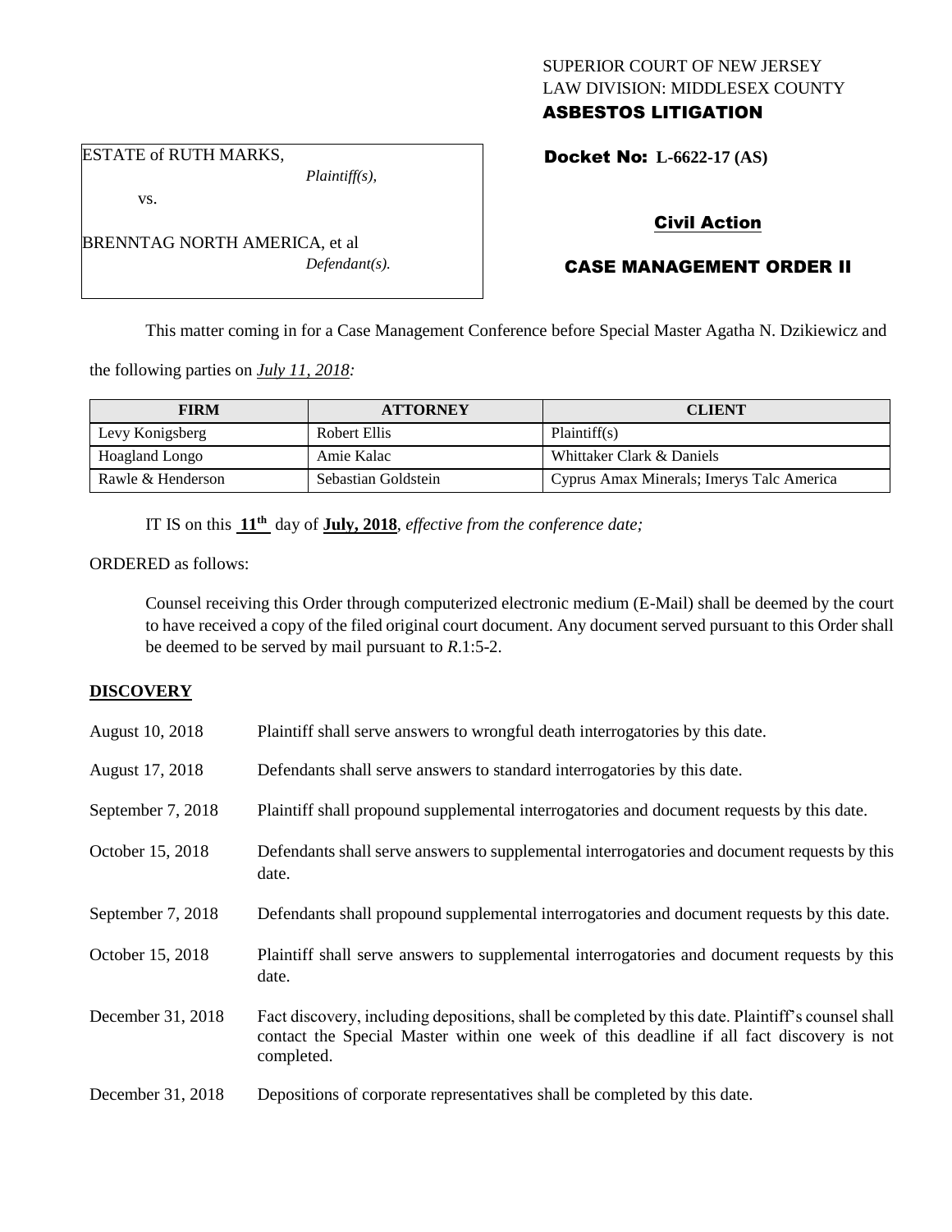SUPERIOR COURT OF NEW JERSEY
LAW DIVISION: MIDDLESEX COUNTY
**ASBESTOS LITIGATION**

ESTATE of RUTH MARKS,
*Plaintiff(s),*

vs.

BRENNTAG NORTH AMERICA, et al
*Defendant(s).*

**Docket No: L-6622-17 (AS)**

## Civil Action

## CASE MANAGEMENT ORDER II

This matter coming in for a Case Management Conference before Special Master Agatha N. Dzikiewicz and the following parties on *July 11, 2018:*

| FIRM | ATTORNEY | CLIENT |
| --- | --- | --- |
| Levy Konigsberg | Robert Ellis | Plaintiff(s) |
| Hoagland Longo | Amie Kalac | Whittaker Clark & Daniels |
| Rawle & Henderson | Sebastian Goldstein | Cyprus Amax Minerals; Imerys Talc America |

IT IS on this **11th** day of **July, 2018**, *effective from the conference date;*

ORDERED as follows:

Counsel receiving this Order through computerized electronic medium (E-Mail) shall be deemed by the court to have received a copy of the filed original court document. Any document served pursuant to this Order shall be deemed to be served by mail pursuant to *R*.1:5-2.

**DISCOVERY**

| | |
| --- | --- |
| August 10, 2018 | Plaintiff shall serve answers to wrongful death interrogatories by this date. |
| August 17, 2018 | Defendants shall serve answers to standard interrogatories by this date. |
| September 7, 2018 | Plaintiff shall propound supplemental interrogatories and document requests by this date. |
| October 15, 2018 | Defendants shall serve answers to supplemental interrogatories and document requests by this date. |
| September 7, 2018 | Defendants shall propound supplemental interrogatories and document requests by this date. |
| October 15, 2018 | Plaintiff shall serve answers to supplemental interrogatories and document requests by this date. |
| December 31, 2018 | Fact discovery, including depositions, shall be completed by this date. Plaintiff's counsel shall contact the Special Master within one week of this deadline if all fact discovery is not completed. |
| December 31, 2018 | Depositions of corporate representatives shall be completed by this date. |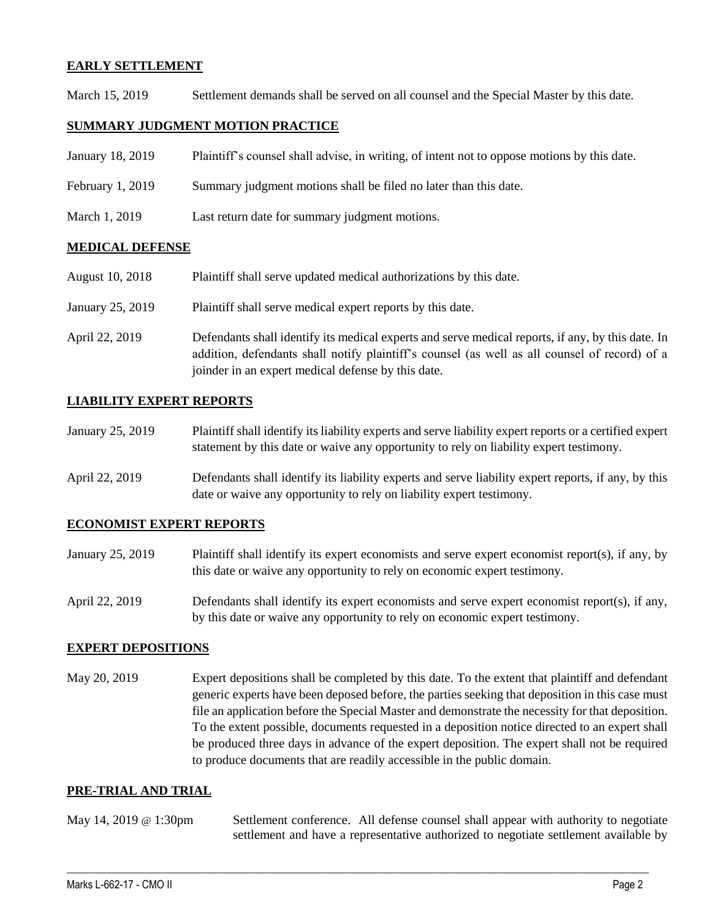**EARLY SETTLEMENT**

March 15, 2019 Settlement demands shall be served on all counsel and the Special Master by this date.

**SUMMARY JUDGMENT MOTION PRACTICE**

January 18, 2019 Plaintiff's counsel shall advise, in writing, of intent not to oppose motions by this date.

February 1, 2019 Summary judgment motions shall be filed no later than this date.

March 1, 2019 Last return date for summary judgment motions.

**MEDICAL DEFENSE**

August 10, 2018 Plaintiff shall serve updated medical authorizations by this date.

January 25, 2019 Plaintiff shall serve medical expert reports by this date.

April 22, 2019 Defendants shall identify its medical experts and serve medical reports, if any, by this date. In addition, defendants shall notify plaintiff's counsel (as well as all counsel of record) of a joinder in an expert medical defense by this date.

**LIABILITY EXPERT REPORTS**

January 25, 2019 Plaintiff shall identify its liability experts and serve liability expert reports or a certified expert statement by this date or waive any opportunity to rely on liability expert testimony.

April 22, 2019 Defendants shall identify its liability experts and serve liability expert reports, if any, by this date or waive any opportunity to rely on liability expert testimony.

**ECONOMIST EXPERT REPORTS**

January 25, 2019 Plaintiff shall identify its expert economists and serve expert economist report(s), if any, by this date or waive any opportunity to rely on economic expert testimony.

April 22, 2019 Defendants shall identify its expert economists and serve expert economist report(s), if any, by this date or waive any opportunity to rely on economic expert testimony.

**EXPERT DEPOSITIONS**

May 20, 2019 Expert depositions shall be completed by this date. To the extent that plaintiff and defendant generic experts have been deposed before, the parties seeking that deposition in this case must file an application before the Special Master and demonstrate the necessity for that deposition. To the extent possible, documents requested in a deposition notice directed to an expert shall be produced three days in advance of the expert deposition. The expert shall not be required to produce documents that are readily accessible in the public domain.

**PRE-TRIAL AND TRIAL**

May 14, 2019 @ 1:30pm Settlement conference. All defense counsel shall appear with authority to negotiate settlement and have a representative authorized to negotiate settlement available by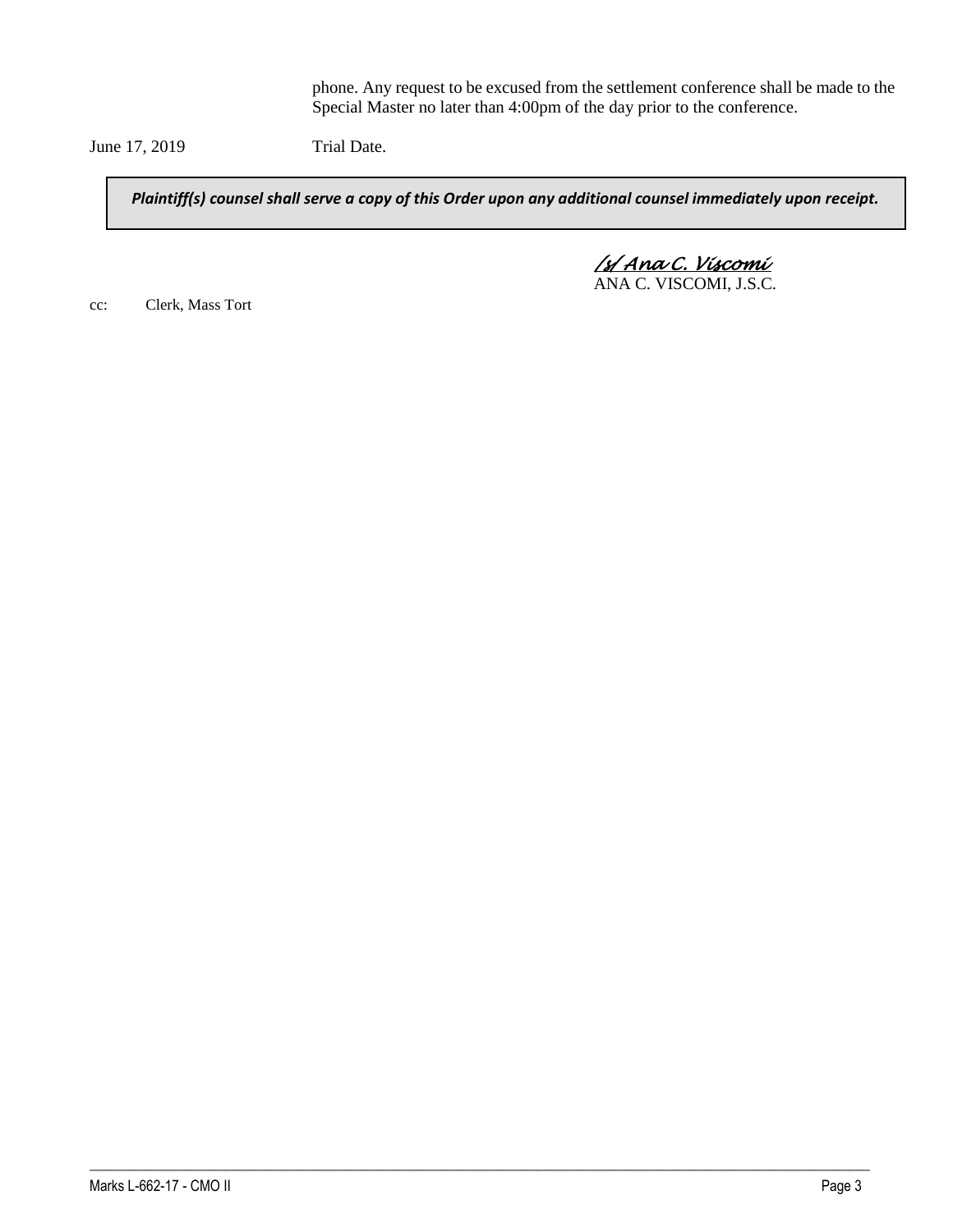phone. Any request to be excused from the settlement conference shall be made to the Special Master no later than 4:00pm of the day prior to the conference.

June 17, 2019 Trial Date.

***Plaintiff(s) counsel shall serve a copy of this Order upon any additional counsel immediately upon receipt.***

/s/ Ana C. Viscomi
ANA C. VISCOMI, J.S.C.

cc: Clerk, Mass Tort